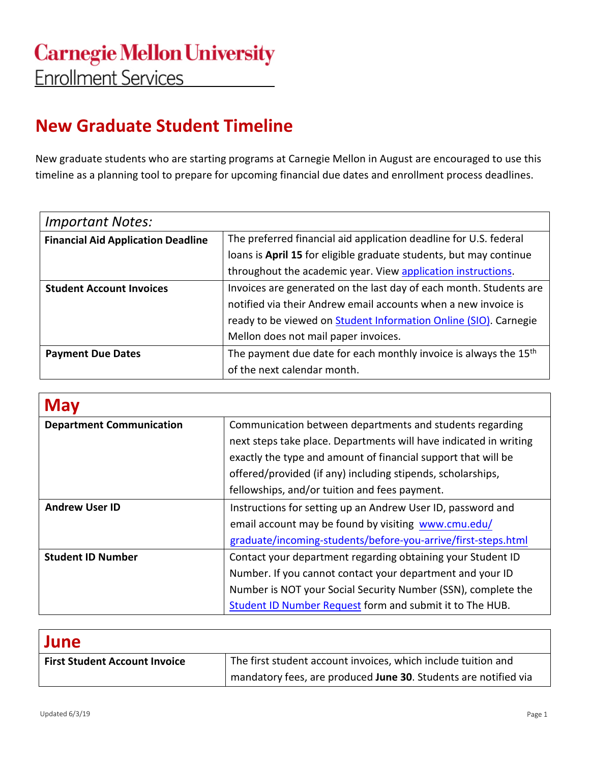Carnegie Mellon University
Enrollment Services

# New Graduate Student Timeline

New graduate students who are starting programs at Carnegie Mellon in August are encouraged to use this timeline as a planning tool to prepare for upcoming financial due dates and enrollment process deadlines.

| *Important Notes:* | |
|---|---|
| **Financial Aid Application Deadline** | The preferred financial aid application deadline for U.S. federal loans is **April 15** for eligible graduate students, but may continue throughout the academic year. View application instructions. |
| **Student Account Invoices** | Invoices are generated on the last day of each month. Students are notified via their Andrew email accounts when a new invoice is ready to be viewed on Student Information Online (SIO). Carnegie Mellon does not mail paper invoices. |
| **Payment Due Dates** | The payment due date for each monthly invoice is always the 15th of the next calendar month. |

## May

| | |
|---|---|
| **Department Communication** | Communication between departments and students regarding next steps take place. Departments will have indicated in writing exactly the type and amount of financial support that will be offered/provided (if any) including stipends, scholarships, fellowships, and/or tuition and fees payment. |
| **Andrew User ID** | Instructions for setting up an Andrew User ID, password and email account may be found by visiting www.cmu.edu/graduate/incoming-students/before-you-arrive/first-steps.html |
| **Student ID Number** | Contact your department regarding obtaining your Student ID Number. If you cannot contact your department and your ID Number is NOT your Social Security Number (SSN), complete the Student ID Number Request form and submit it to The HUB. |

## June

| | |
|---|---|
| **First Student Account Invoice** | The first student account invoices, which include tuition and mandatory fees, are produced **June 30**. Students are notified via |

Updated 6/3/19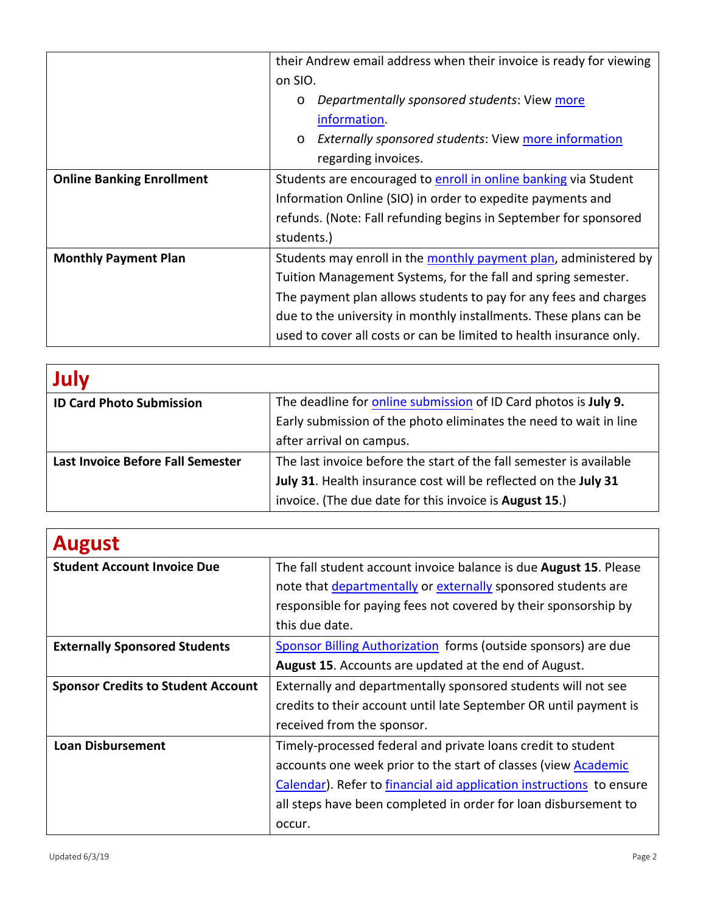| | |
|---|---|
| | their Andrew email address when their invoice is ready for viewing on SIO.<br>o *Departmentally sponsored students*: View more information.<br>o *Externally sponsored students*: View more information regarding invoices. |
| **Online Banking Enrollment** | Students are encouraged to enroll in online banking via Student Information Online (SIO) in order to expedite payments and refunds. (Note: Fall refunding begins in September for sponsored students.) |
| **Monthly Payment Plan** | Students may enroll in the monthly payment plan, administered by Tuition Management Systems, for the fall and spring semester. The payment plan allows students to pay for any fees and charges due to the university in monthly installments. These plans can be used to cover all costs or can be limited to health insurance only. |

## July

| | |
|---|---|
| **ID Card Photo Submission** | The deadline for online submission of ID Card photos is **July 9.** Early submission of the photo eliminates the need to wait in line after arrival on campus. |
| **Last Invoice Before Fall Semester** | The last invoice before the start of the fall semester is available **July 31**. Health insurance cost will be reflected on the **July 31** invoice. (The due date for this invoice is **August 15**.) |

## August

| | |
|---|---|
| **Student Account Invoice Due** | The fall student account invoice balance is due **August 15**. Please note that departmentally or externally sponsored students are responsible for paying fees not covered by their sponsorship by this due date. |
| **Externally Sponsored Students** | Sponsor Billing Authorization forms (outside sponsors) are due **August 15**. Accounts are updated at the end of August. |
| **Sponsor Credits to Student Account** | Externally and departmentally sponsored students will not see credits to their account until late September OR until payment is received from the sponsor. |
| **Loan Disbursement** | Timely-processed federal and private loans credit to student accounts one week prior to the start of classes (view Academic Calendar). Refer to financial aid application instructions to ensure all steps have been completed in order for loan disbursement to occur. |

Updated 6/3/19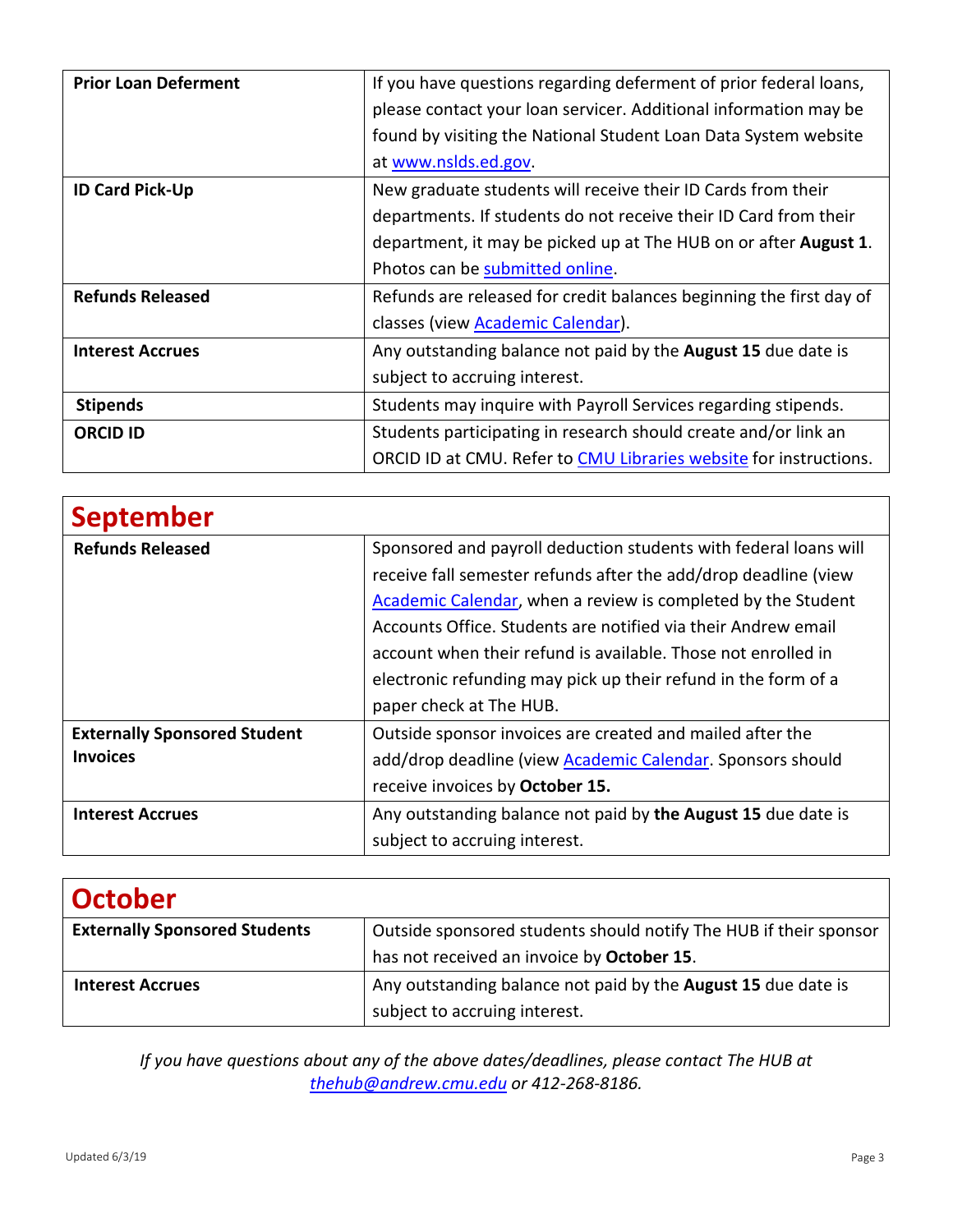| | |
|---|---|
| **Prior Loan Deferment** | If you have questions regarding deferment of prior federal loans, please contact your loan servicer. Additional information may be found by visiting the National Student Loan Data System website at www.nslds.ed.gov. |
| **ID Card Pick-Up** | New graduate students will receive their ID Cards from their departments. If students do not receive their ID Card from their department, it may be picked up at The HUB on or after **August 1**. Photos can be submitted online. |
| **Refunds Released** | Refunds are released for credit balances beginning the first day of classes (view Academic Calendar). |
| **Interest Accrues** | Any outstanding balance not paid by the **August 15** due date is subject to accruing interest. |
| **Stipends** | Students may inquire with Payroll Services regarding stipends. |
| **ORCID ID** | Students participating in research should create and/or link an ORCID ID at CMU. Refer to CMU Libraries website for instructions. |

## September

| | |
|---|---|
| **Refunds Released** | Sponsored and payroll deduction students with federal loans will receive fall semester refunds after the add/drop deadline (view Academic Calendar, when a review is completed by the Student Accounts Office. Students are notified via their Andrew email account when their refund is available. Those not enrolled in electronic refunding may pick up their refund in the form of a paper check at The HUB. |
| **Externally Sponsored Student Invoices** | Outside sponsor invoices are created and mailed after the add/drop deadline (view Academic Calendar. Sponsors should receive invoices by **October 15.** |
| **Interest Accrues** | Any outstanding balance not paid by **the August 15** due date is subject to accruing interest. |

## October

| | |
|---|---|
| **Externally Sponsored Students** | Outside sponsored students should notify The HUB if their sponsor has not received an invoice by **October 15**. |
| **Interest Accrues** | Any outstanding balance not paid by the **August 15** due date is subject to accruing interest. |

*If you have questions about any of the above dates/deadlines, please contact The HUB at thehub@andrew.cmu.edu or 412-268-8186.*

Updated 6/3/19